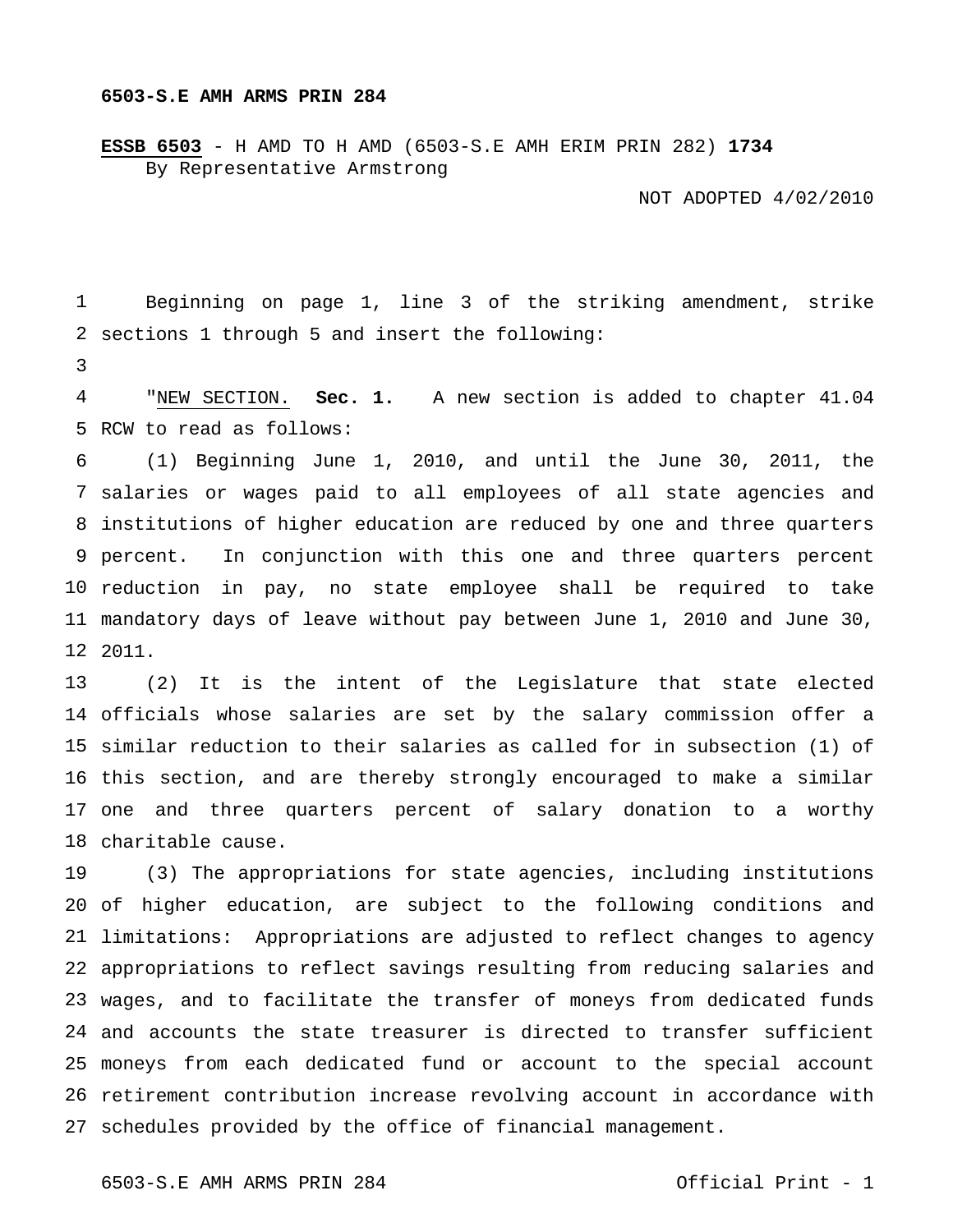**6503-S.E AMH ARMS PRIN 284**

**ESSB 6503** - H AMD TO H AMD (6503-S.E AMH ERIM PRIN 282) **1734**
By Representative Armstrong

NOT ADOPTED 4/02/2010

Beginning on page 1, line 3 of the striking amendment, strike sections 1 through 5 and insert the following:

"NEW SECTION. **Sec. 1.** A new section is added to chapter 41.04 RCW to read as follows:

(1) Beginning June 1, 2010, and until the June 30, 2011, the salaries or wages paid to all employees of all state agencies and institutions of higher education are reduced by one and three quarters percent. In conjunction with this one and three quarters percent reduction in pay, no state employee shall be required to take mandatory days of leave without pay between June 1, 2010 and June 30, 2011.

(2) It is the intent of the Legislature that state elected officials whose salaries are set by the salary commission offer a similar reduction to their salaries as called for in subsection (1) of this section, and are thereby strongly encouraged to make a similar one and three quarters percent of salary donation to a worthy charitable cause.

(3) The appropriations for state agencies, including institutions of higher education, are subject to the following conditions and limitations: Appropriations are adjusted to reflect changes to agency appropriations to reflect savings resulting from reducing salaries and wages, and to facilitate the transfer of moneys from dedicated funds and accounts the state treasurer is directed to transfer sufficient moneys from each dedicated fund or account to the special account retirement contribution increase revolving account in accordance with schedules provided by the office of financial management.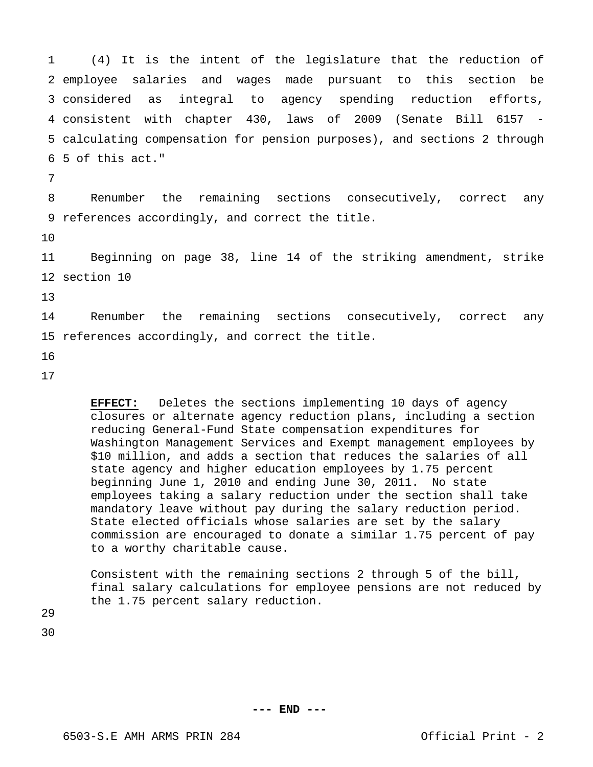(4) It is the intent of the legislature that the reduction of employee salaries and wages made pursuant to this section be considered as integral to agency spending reduction efforts, consistent with chapter 430, laws of 2009 (Senate Bill 6157 - calculating compensation for pension purposes), and sections 2 through 5 of this act."

Renumber the remaining sections consecutively, correct any references accordingly, and correct the title.

Beginning on page 38, line 14 of the striking amendment, strike section 10

Renumber the remaining sections consecutively, correct any references accordingly, and correct the title.

**EFFECT:** Deletes the sections implementing 10 days of agency closures or alternate agency reduction plans, including a section reducing General-Fund State compensation expenditures for Washington Management Services and Exempt management employees by $10 million, and adds a section that reduces the salaries of all state agency and higher education employees by 1.75 percent beginning June 1, 2010 and ending June 30, 2011. No state employees taking a salary reduction under the section shall take mandatory leave without pay during the salary reduction period. State elected officials whose salaries are set by the salary commission are encouraged to donate a similar 1.75 percent of pay to a worthy charitable cause.

Consistent with the remaining sections 2 through 5 of the bill, final salary calculations for employee pensions are not reduced by the 1.75 percent salary reduction.

--- END ---